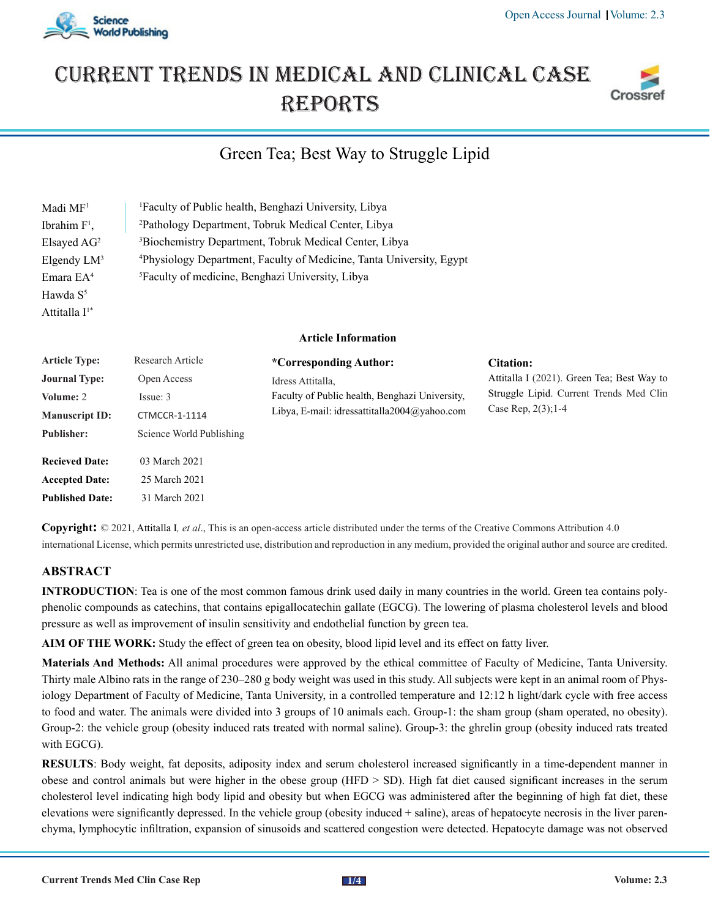# CURRENT TRENDS IN MEDICAL AND CLINICAL CASE REPORTS

## Green Tea; Best Way to Struggle Lipid

Madi MF[1]
Ibrahim F[1],
Elsayed AG[2]
Elgendy LM[3]
Emara EA[4]
Hawda S[5]
Attitalla I[1*]

[1]Faculty of Public health, Benghazi University, Libya
[2]Pathology Department, Tobruk Medical Center, Libya
[3]Biochemistry Department, Tobruk Medical Center, Libya
[4]Physiology Department, Faculty of Medicine, Tanta University, Egypt
[5]Faculty of medicine, Benghazi University, Libya

**Article Information**

| | |
|---|---|
| **Article Type:** | Research Article |
| **Journal Type:** | Open Access |
| **Volume:** 2 | Issue: 3 |
| **Manuscript ID:** | CTMCCR-1-1114 |
| **Publisher:** | Science World Publishing |
| **Recieved Date:** | 03 March 2021 |
| **Accepted Date:** | 25 March 2021 |
| **Published Date:** | 31 March 2021 |

**\*Corresponding Author:**
Idress Attitalla,
Faculty of Public health, Benghazi University, Libya, E-mail: idressattitalla2004@yahoo.com

**Citation:**
Attitalla I (2021). Green Tea; Best Way to Struggle Lipid. Current Trends Med Clin Case Rep, 2(3);1-4

**Copyright:** © 2021, Attitalla I*, et al.*, This is an open-access article distributed under the terms of the Creative Commons Attribution 4.0 international License, which permits unrestricted use, distribution and reproduction in any medium, provided the original author and source are credited.

## ABSTRACT

**INTRODUCTION**: Tea is one of the most common famous drink used daily in many countries in the world. Green tea contains polyphenolic compounds as catechins, that contains epigallocatechin gallate (EGCG). The lowering of plasma cholesterol levels and blood pressure as well as improvement of insulin sensitivity and endothelial function by green tea.

**AIM OF THE WORK:** Study the effect of green tea on obesity, blood lipid level and its effect on fatty liver.

**Materials And Methods:** All animal procedures were approved by the ethical committee of Faculty of Medicine, Tanta University. Thirty male Albino rats in the range of 230–280 g body weight was used in this study. All subjects were kept in an animal room of Physiology Department of Faculty of Medicine, Tanta University, in a controlled temperature and 12:12 h light/dark cycle with free access to food and water. The animals were divided into 3 groups of 10 animals each. Group-1: the sham group (sham operated, no obesity). Group-2: the vehicle group (obesity induced rats treated with normal saline). Group-3: the ghrelin group (obesity induced rats treated with EGCG).

**RESULTS**: Body weight, fat deposits, adiposity index and serum cholesterol increased significantly in a time-dependent manner in obese and control animals but were higher in the obese group (HFD > SD). High fat diet caused significant increases in the serum cholesterol level indicating high body lipid and obesity but when EGCG was administered after the beginning of high fat diet, these elevations were significantly depressed. In the vehicle group (obesity induced + saline), areas of hepatocyte necrosis in the liver parenchyma, lymphocytic infiltration, expansion of sinusoids and scattered congestion were detected. Hepatocyte damage was not observed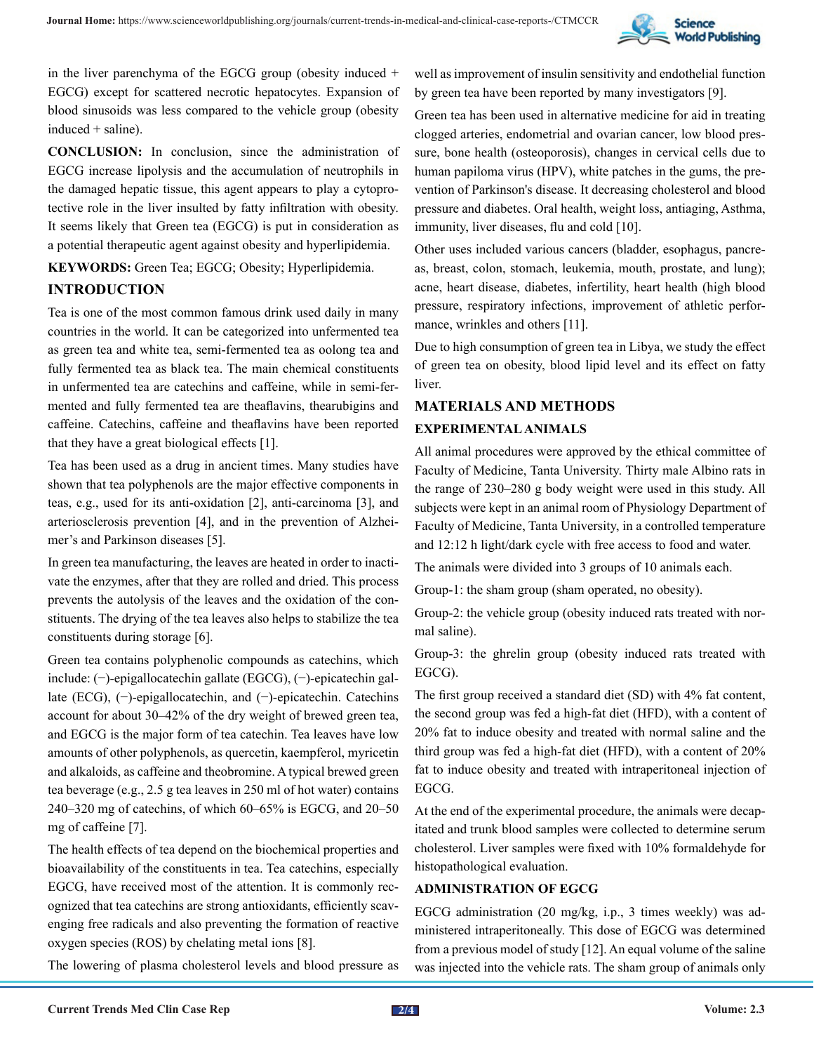in the liver parenchyma of the EGCG group (obesity induced + EGCG) except for scattered necrotic hepatocytes. Expansion of blood sinusoids was less compared to the vehicle group (obesity induced + saline).

**CONCLUSION:** In conclusion, since the administration of EGCG increase lipolysis and the accumulation of neutrophils in the damaged hepatic tissue, this agent appears to play a cytoprotective role in the liver insulted by fatty infiltration with obesity. It seems likely that Green tea (EGCG) is put in consideration as a potential therapeutic agent against obesity and hyperlipidemia.

**KEYWORDS:** Green Tea; EGCG; Obesity; Hyperlipidemia.

## INTRODUCTION

Tea is one of the most common famous drink used daily in many countries in the world. It can be categorized into unfermented tea as green tea and white tea, semi-fermented tea as oolong tea and fully fermented tea as black tea. The main chemical constituents in unfermented tea are catechins and caffeine, while in semi-fermented and fully fermented tea are theaflavins, thearubigins and caffeine. Catechins, caffeine and theaflavins have been reported that they have a great biological effects [1].

Tea has been used as a drug in ancient times. Many studies have shown that tea polyphenols are the major effective components in teas, e.g., used for its anti-oxidation [2], anti-carcinoma [3], and arteriosclerosis prevention [4], and in the prevention of Alzheimer's and Parkinson diseases [5].

In green tea manufacturing, the leaves are heated in order to inactivate the enzymes, after that they are rolled and dried. This process prevents the autolysis of the leaves and the oxidation of the constituents. The drying of the tea leaves also helps to stabilize the tea constituents during storage [6].

Green tea contains polyphenolic compounds as catechins, which include: (−)-epigallocatechin gallate (EGCG), (−)-epicatechin gallate (ECG), (−)-epigallocatechin, and (−)-epicatechin. Catechins account for about 30–42% of the dry weight of brewed green tea, and EGCG is the major form of tea catechin. Tea leaves have low amounts of other polyphenols, as quercetin, kaempferol, myricetin and alkaloids, as caffeine and theobromine. A typical brewed green tea beverage (e.g., 2.5 g tea leaves in 250 ml of hot water) contains 240–320 mg of catechins, of which 60–65% is EGCG, and 20–50 mg of caffeine [7].

The health effects of tea depend on the biochemical properties and bioavailability of the constituents in tea. Tea catechins, especially EGCG, have received most of the attention. It is commonly recognized that tea catechins are strong antioxidants, efficiently scavenging free radicals and also preventing the formation of reactive oxygen species (ROS) by chelating metal ions [8].

The lowering of plasma cholesterol levels and blood pressure as well as improvement of insulin sensitivity and endothelial function by green tea have been reported by many investigators [9].

Green tea has been used in alternative medicine for aid in treating clogged arteries, endometrial and ovarian cancer, low blood pressure, bone health (osteoporosis), changes in cervical cells due to human papiloma virus (HPV), white patches in the gums, the prevention of Parkinson's disease. It decreasing cholesterol and blood pressure and diabetes. Oral health, weight loss, antiaging, Asthma, immunity, liver diseases, flu and cold [10].

Other uses included various cancers (bladder, esophagus, pancreas, breast, colon, stomach, leukemia, mouth, prostate, and lung); acne, heart disease, diabetes, infertility, heart health (high blood pressure, respiratory infections, improvement of athletic performance, wrinkles and others [11].

Due to high consumption of green tea in Libya, we study the effect of green tea on obesity, blood lipid level and its effect on fatty liver.

## MATERIALS AND METHODS

### EXPERIMENTAL ANIMALS

All animal procedures were approved by the ethical committee of Faculty of Medicine, Tanta University. Thirty male Albino rats in the range of 230–280 g body weight were used in this study. All subjects were kept in an animal room of Physiology Department of Faculty of Medicine, Tanta University, in a controlled temperature and 12:12 h light/dark cycle with free access to food and water.

The animals were divided into 3 groups of 10 animals each.

Group-1: the sham group (sham operated, no obesity).

Group-2: the vehicle group (obesity induced rats treated with normal saline).

Group-3: the ghrelin group (obesity induced rats treated with EGCG).

The first group received a standard diet (SD) with 4% fat content, the second group was fed a high-fat diet (HFD), with a content of 20% fat to induce obesity and treated with normal saline and the third group was fed a high-fat diet (HFD), with a content of 20% fat to induce obesity and treated with intraperitoneal injection of EGCG.

At the end of the experimental procedure, the animals were decapitated and trunk blood samples were collected to determine serum cholesterol. Liver samples were fixed with 10% formaldehyde for histopathological evaluation.

### ADMINISTRATION OF EGCG

EGCG administration (20 mg/kg, i.p., 3 times weekly) was administered intraperitoneally. This dose of EGCG was determined from a previous model of study [12]. An equal volume of the saline was injected into the vehicle rats. The sham group of animals only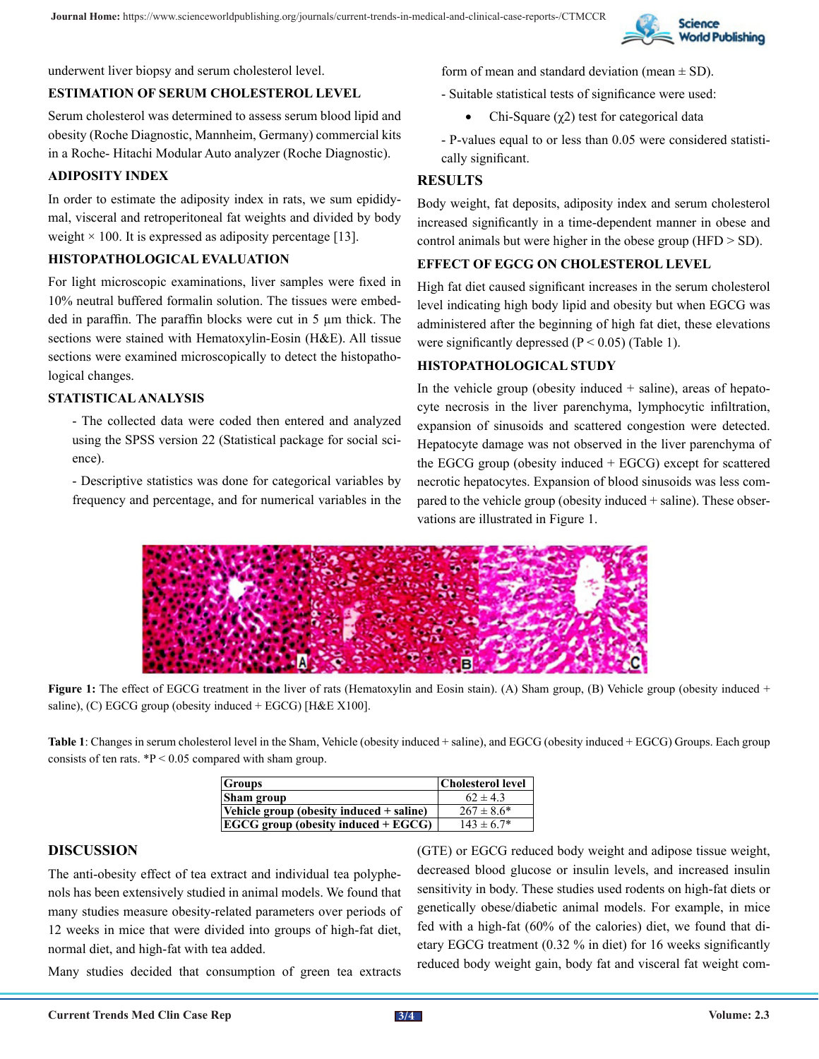underwent liver biopsy and serum cholesterol level.

## ESTIMATION OF SERUM CHOLESTEROL LEVEL

Serum cholesterol was determined to assess serum blood lipid and obesity (Roche Diagnostic, Mannheim, Germany) commercial kits in a Roche- Hitachi Modular Auto analyzer (Roche Diagnostic).

## ADIPOSITY INDEX

In order to estimate the adiposity index in rats, we sum epididymal, visceral and retroperitoneal fat weights and divided by body weight × 100. It is expressed as adiposity percentage [13].

## HISTOPATHOLOGICAL EVALUATION

For light microscopic examinations, liver samples were fixed in 10% neutral buffered formalin solution. The tissues were embedded in paraffin. The paraffin blocks were cut in 5 µm thick. The sections were stained with Hematoxylin-Eosin (H&E). All tissue sections were examined microscopically to detect the histopathological changes.

## STATISTICAL ANALYSIS

- The collected data were coded then entered and analyzed using the SPSS version 22 (Statistical package for social science).

- Descriptive statistics was done for categorical variables by frequency and percentage, and for numerical variables in the form of mean and standard deviation (mean ± SD).

- Suitable statistical tests of significance were used:

  - Chi-Square ($\chi 2$) test for categorical data

- P-values equal to or less than 0.05 were considered statistically significant.

## RESULTS

Body weight, fat deposits, adiposity index and serum cholesterol increased significantly in a time-dependent manner in obese and control animals but were higher in the obese group (HFD > SD).

## EFFECT OF EGCG ON CHOLESTEROL LEVEL

High fat diet caused significant increases in the serum cholesterol level indicating high body lipid and obesity but when EGCG was administered after the beginning of high fat diet, these elevations were significantly depressed ($P < 0.05$) (Table 1).

## HISTOPATHOLOGICAL STUDY

In the vehicle group (obesity induced + saline), areas of hepatocyte necrosis in the liver parenchyma, lymphocytic infiltration, expansion of sinusoids and scattered congestion were detected. Hepatocyte damage was not observed in the liver parenchyma of the EGCG group (obesity induced + EGCG) except for scattered necrotic hepatocytes. Expansion of blood sinusoids was less compared to the vehicle group (obesity induced + saline). These observations are illustrated in Figure 1.

**Figure 1:** The effect of EGCG treatment in the liver of rats (Hematoxylin and Eosin stain). (A) Sham group, (B) Vehicle group (obesity induced + saline), (C) EGCG group (obesity induced + EGCG) [H&E X100].

**Table 1**: Changes in serum cholesterol level in the Sham, Vehicle (obesity induced + saline), and EGCG (obesity induced + EGCG) Groups. Each group consists of ten rats. *P < 0.05 compared with sham group.

| Groups | Cholesterol level |
|---|---|
| Sham group | 62 ± 4.3 |
| Vehicle group (obesity induced + saline) | 267 ± 8.6* |
| EGCG group (obesity induced + EGCG) | 143 ± 6.7* |

## DISCUSSION

The anti-obesity effect of tea extract and individual tea polyphenols has been extensively studied in animal models. We found that many studies measure obesity-related parameters over periods of 12 weeks in mice that were divided into groups of high-fat diet, normal diet, and high-fat with tea added.

Many studies decided that consumption of green tea extracts (GTE) or EGCG reduced body weight and adipose tissue weight, decreased blood glucose or insulin levels, and increased insulin sensitivity in body. These studies used rodents on high-fat diets or genetically obese/diabetic animal models. For example, in mice fed with a high-fat (60% of the calories) diet, we found that dietary EGCG treatment (0.32 % in diet) for 16 weeks significantly reduced body weight gain, body fat and visceral fat weight com-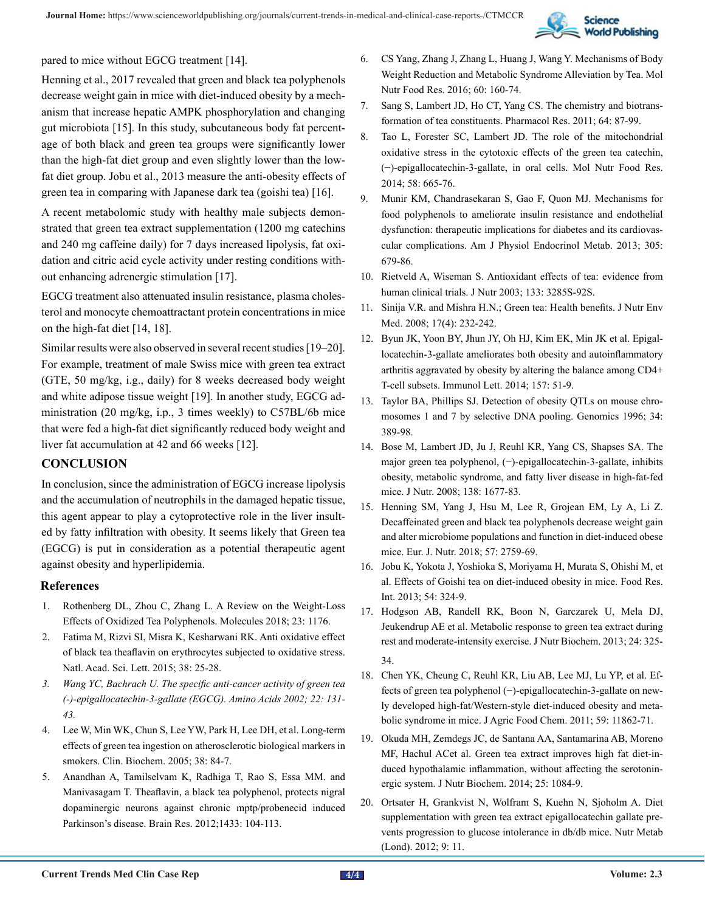pared to mice without EGCG treatment [14].

Henning et al., 2017 revealed that green and black tea polyphenols decrease weight gain in mice with diet-induced obesity by a mechanism that increase hepatic AMPK phosphorylation and changing gut microbiota [15]. In this study, subcutaneous body fat percentage of both black and green tea groups were significantly lower than the high-fat diet group and even slightly lower than the low-fat diet group. Jobu et al., 2013 measure the anti-obesity effects of green tea in comparing with Japanese dark tea (goishi tea) [16].

A recent metabolomic study with healthy male subjects demonstrated that green tea extract supplementation (1200 mg catechins and 240 mg caffeine daily) for 7 days increased lipolysis, fat oxidation and citric acid cycle activity under resting conditions without enhancing adrenergic stimulation [17].

EGCG treatment also attenuated insulin resistance, plasma cholesterol and monocyte chemoattractant protein concentrations in mice on the high-fat diet [14, 18].

Similar results were also observed in several recent studies [19–20]. For example, treatment of male Swiss mice with green tea extract (GTE, 50 mg/kg, i.g., daily) for 8 weeks decreased body weight and white adipose tissue weight [19]. In another study, EGCG administration (20 mg/kg, i.p., 3 times weekly) to C57BL/6b mice that were fed a high-fat diet significantly reduced body weight and liver fat accumulation at 42 and 66 weeks [12].

## CONCLUSION

In conclusion, since the administration of EGCG increase lipolysis and the accumulation of neutrophils in the damaged hepatic tissue, this agent appear to play a cytoprotective role in the liver insulted by fatty infiltration with obesity. It seems likely that Green tea (EGCG) is put in consideration as a potential therapeutic agent against obesity and hyperlipidemia.

## References

1. Rothenberg DL, Zhou C, Zhang L. A Review on the Weight-Loss Effects of Oxidized Tea Polyphenols. Molecules 2018; 23: 1176.
2. Fatima M, Rizvi SI, Misra K, Kesharwani RK. Anti oxidative effect of black tea theaflavin on erythrocytes subjected to oxidative stress. Natl. Acad. Sci. Lett. 2015; 38: 25-28.
3. *Wang YC, Bachrach U. The specific anti-cancer activity of green tea (-)-epigallocatechin-3-gallate (EGCG). Amino Acids 2002; 22: 131-43.*
4. Lee W, Min WK, Chun S, Lee YW, Park H, Lee DH, et al. Long-term effects of green tea ingestion on atherosclerotic biological markers in smokers. Clin. Biochem. 2005; 38: 84-7.
5. Anandhan A, Tamilselvam K, Radhiga T, Rao S, Essa MM. and Manivasagam T. Theaflavin, a black tea polyphenol, protects nigral dopaminergic neurons against chronic mptp/probenecid induced Parkinson's disease. Brain Res. 2012;1433: 104-113.
6. CS Yang, Zhang J, Zhang L, Huang J, Wang Y. Mechanisms of Body Weight Reduction and Metabolic Syndrome Alleviation by Tea. Mol Nutr Food Res. 2016; 60: 160-74.
7. Sang S, Lambert JD, Ho CT, Yang CS. The chemistry and biotransformation of tea constituents. Pharmacol Res. 2011; 64: 87-99.
8. Tao L, Forester SC, Lambert JD. The role of the mitochondrial oxidative stress in the cytotoxic effects of the green tea catechin, (−)-epigallocatechin-3-gallate, in oral cells. Mol Nutr Food Res. 2014; 58: 665-76.
9. Munir KM, Chandrasekaran S, Gao F, Quon MJ. Mechanisms for food polyphenols to ameliorate insulin resistance and endothelial dysfunction: therapeutic implications for diabetes and its cardiovascular complications. Am J Physiol Endocrinol Metab. 2013; 305: 679-86.
10. Rietveld A, Wiseman S. Antioxidant effects of tea: evidence from human clinical trials. J Nutr 2003; 133: 3285S-92S.
11. Sinija V.R. and Mishra H.N.; Green tea: Health benefits. J Nutr Env Med. 2008; 17(4): 232-242.
12. Byun JK, Yoon BY, Jhun JY, Oh HJ, Kim EK, Min JK et al. Epigallocatechin-3-gallate ameliorates both obesity and autoinflammatory arthritis aggravated by obesity by altering the balance among CD4+ T-cell subsets. Immunol Lett. 2014; 157: 51-9.
13. Taylor BA, Phillips SJ. Detection of obesity QTLs on mouse chromosomes 1 and 7 by selective DNA pooling. Genomics 1996; 34: 389-98.
14. Bose M, Lambert JD, Ju J, Reuhl KR, Yang CS, Shapses SA. The major green tea polyphenol, (−)-epigallocatechin-3-gallate, inhibits obesity, metabolic syndrome, and fatty liver disease in high-fat-fed mice. J Nutr. 2008; 138: 1677-83.
15. Henning SM, Yang J, Hsu M, Lee R, Grojean EM, Ly A, Li Z. Decaffeinated green and black tea polyphenols decrease weight gain and alter microbiome populations and function in diet-induced obese mice. Eur. J. Nutr. 2018; 57: 2759-69.
16. Jobu K, Yokota J, Yoshioka S, Moriyama H, Murata S, Ohishi M, et al. Effects of Goishi tea on diet-induced obesity in mice. Food Res. Int. 2013; 54: 324-9.
17. Hodgson AB, Randell RK, Boon N, Garczarek U, Mela DJ, Jeukendrup AE et al. Metabolic response to green tea extract during rest and moderate-intensity exercise. J Nutr Biochem. 2013; 24: 325-34.
18. Chen YK, Cheung C, Reuhl KR, Liu AB, Lee MJ, Lu YP, et al. Effects of green tea polyphenol (−)-epigallocatechin-3-gallate on newly developed high-fat/Western-style diet-induced obesity and metabolic syndrome in mice. J Agric Food Chem. 2011; 59: 11862-71.
19. Okuda MH, Zemdegs JC, de Santana AA, Santamarina AB, Moreno MF, Hachul ACet al. Green tea extract improves high fat diet-induced hypothalamic inflammation, without affecting the serotoninergic system. J Nutr Biochem. 2014; 25: 1084-9.
20. Ortsater H, Grankvist N, Wolfram S, Kuehn N, Sjoholm A. Diet supplementation with green tea extract epigallocatechin gallate prevents progression to glucose intolerance in db/db mice. Nutr Metab (Lond). 2012; 9: 11.